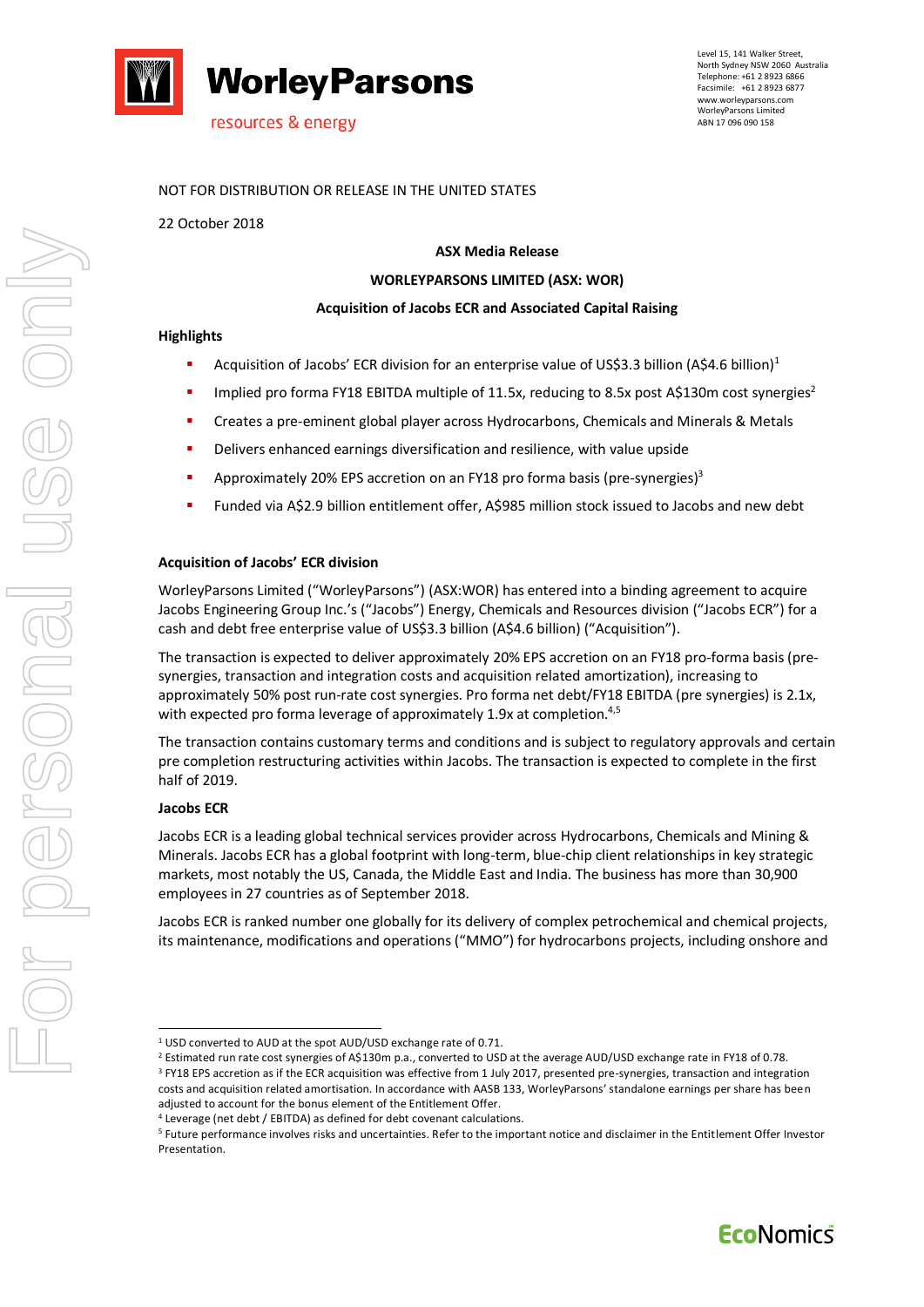WorleyParsons

resources & energy

Level 15, 141 Walker Street,
North Sydney NSW 2060 Australia
Telephone: +61 2 8923 6866
Facsimile: +61 2 8923 6877
www.worleyparsons.com
WorleyParsons Limited
ABN 17 096 090 158

NOT FOR DISTRIBUTION OR RELEASE IN THE UNITED STATES

22 October 2018

**ASX Media Release**

**WORLEYPARSONS LIMITED (ASX: WOR)**

**Acquisition of Jacobs ECR and Associated Capital Raising**

**Highlights**

- Acquisition of Jacobs' ECR division for an enterprise value of US$3.3 billion (A$4.6 billion)[1]
- Implied pro forma FY18 EBITDA multiple of 11.5x, reducing to 8.5x post A$130m cost synergies[2]
- Creates a pre-eminent global player across Hydrocarbons, Chemicals and Minerals & Metals
- Delivers enhanced earnings diversification and resilience, with value upside
- Approximately 20% EPS accretion on an FY18 pro forma basis (pre-synergies)[3]
- Funded via A$2.9 billion entitlement offer, A$985 million stock issued to Jacobs and new debt

**Acquisition of Jacobs' ECR division**

WorleyParsons Limited ("WorleyParsons") (ASX:WOR) has entered into a binding agreement to acquire Jacobs Engineering Group Inc.'s ("Jacobs") Energy, Chemicals and Resources division ("Jacobs ECR") for a cash and debt free enterprise value of US$3.3 billion (A$4.6 billion) ("Acquisition").

The transaction is expected to deliver approximately 20% EPS accretion on an FY18 pro-forma basis (pre-synergies, transaction and integration costs and acquisition related amortization), increasing to approximately 50% post run-rate cost synergies. Pro forma net debt/FY18 EBITDA (pre synergies) is 2.1x, with expected pro forma leverage of approximately 1.9x at completion.[4,5]

The transaction contains customary terms and conditions and is subject to regulatory approvals and certain pre completion restructuring activities within Jacobs. The transaction is expected to complete in the first half of 2019.

**Jacobs ECR**

Jacobs ECR is a leading global technical services provider across Hydrocarbons, Chemicals and Mining & Minerals. Jacobs ECR has a global footprint with long-term, blue-chip client relationships in key strategic markets, most notably the US, Canada, the Middle East and India. The business has more than 30,900 employees in 27 countries as of September 2018.

Jacobs ECR is ranked number one globally for its delivery of complex petrochemical and chemical projects, its maintenance, modifications and operations ("MMO") for hydrocarbons projects, including onshore and

---

[1] USD converted to AUD at the spot AUD/USD exchange rate of 0.71.

[2] Estimated run rate cost synergies of A$130m p.a., converted to USD at the average AUD/USD exchange rate in FY18 of 0.78.

[3] FY18 EPS accretion as if the ECR acquisition was effective from 1 July 2017, presented pre-synergies, transaction and integration costs and acquisition related amortisation. In accordance with AASB 133, WorleyParsons' standalone earnings per share has been adjusted to account for the bonus element of the Entitlement Offer.

[4] Leverage (net debt / EBITDA) as defined for debt covenant calculations.

[5] Future performance involves risks and uncertainties. Refer to the important notice and disclaimer in the Entitlement Offer Investor Presentation.

EcoNomics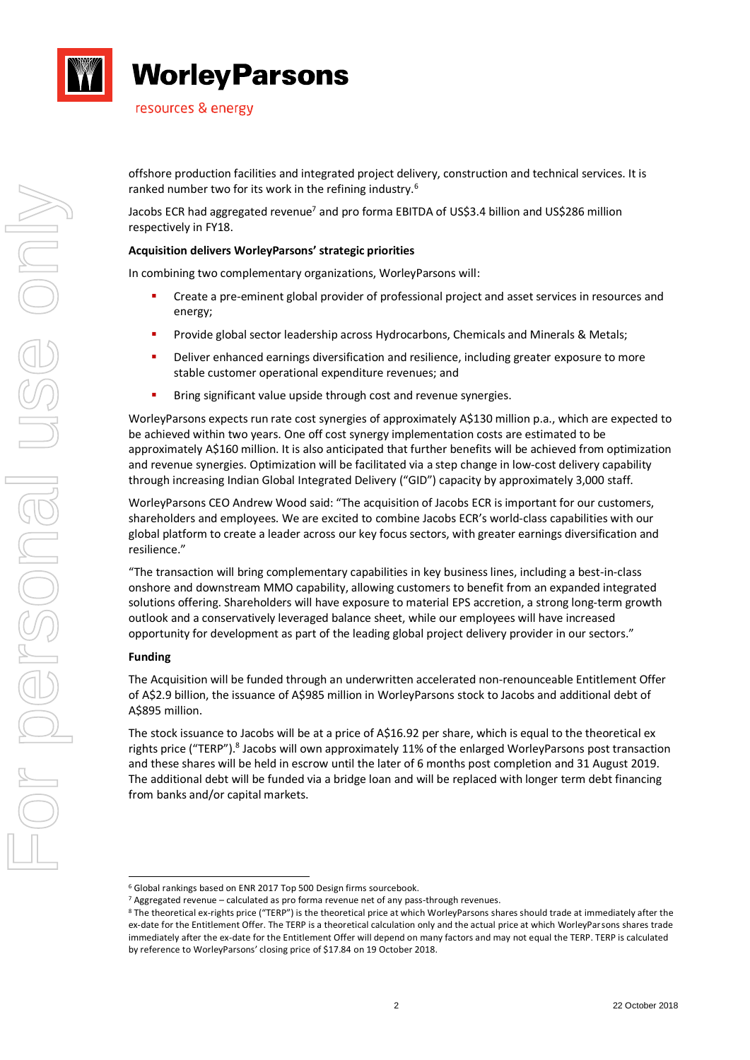offshore production facilities and integrated project delivery, construction and technical services. It is ranked number two for its work in the refining industry.[6]

Jacobs ECR had aggregated revenue[7] and pro forma EBITDA of US$3.4 billion and US$286 million respectively in FY18.

**Acquisition delivers WorleyParsons' strategic priorities**

In combining two complementary organizations, WorleyParsons will:

- Create a pre-eminent global provider of professional project and asset services in resources and energy;
- Provide global sector leadership across Hydrocarbons, Chemicals and Minerals & Metals;
- Deliver enhanced earnings diversification and resilience, including greater exposure to more stable customer operational expenditure revenues; and
- Bring significant value upside through cost and revenue synergies.

WorleyParsons expects run rate cost synergies of approximately A$130 million p.a., which are expected to be achieved within two years. One off cost synergy implementation costs are estimated to be approximately A$160 million. It is also anticipated that further benefits will be achieved from optimization and revenue synergies. Optimization will be facilitated via a step change in low-cost delivery capability through increasing Indian Global Integrated Delivery ("GID") capacity by approximately 3,000 staff.

WorleyParsons CEO Andrew Wood said: "The acquisition of Jacobs ECR is important for our customers, shareholders and employees. We are excited to combine Jacobs ECR's world-class capabilities with our global platform to create a leader across our key focus sectors, with greater earnings diversification and resilience."

"The transaction will bring complementary capabilities in key business lines, including a best-in-class onshore and downstream MMO capability, allowing customers to benefit from an expanded integrated solutions offering. Shareholders will have exposure to material EPS accretion, a strong long-term growth outlook and a conservatively leveraged balance sheet, while our employees will have increased opportunity for development as part of the leading global project delivery provider in our sectors."

**Funding**

The Acquisition will be funded through an underwritten accelerated non-renounceable Entitlement Offer of A$2.9 billion, the issuance of A$985 million in WorleyParsons stock to Jacobs and additional debt of A$895 million.

The stock issuance to Jacobs will be at a price of A$16.92 per share, which is equal to the theoretical ex rights price ("TERP").[8] Jacobs will own approximately 11% of the enlarged WorleyParsons post transaction and these shares will be held in escrow until the later of 6 months post completion and 31 August 2019. The additional debt will be funded via a bridge loan and will be replaced with longer term debt financing from banks and/or capital markets.

---

[6] Global rankings based on ENR 2017 Top 500 Design firms sourcebook.

[7] Aggregated revenue – calculated as pro forma revenue net of any pass-through revenues.

[8] The theoretical ex-rights price ("TERP") is the theoretical price at which WorleyParsons shares should trade at immediately after the ex-date for the Entitlement Offer. The TERP is a theoretical calculation only and the actual price at which WorleyParsons shares trade immediately after the ex-date for the Entitlement Offer will depend on many factors and may not equal the TERP. TERP is calculated by reference to WorleyParsons' closing price of $17.84 on 19 October 2018.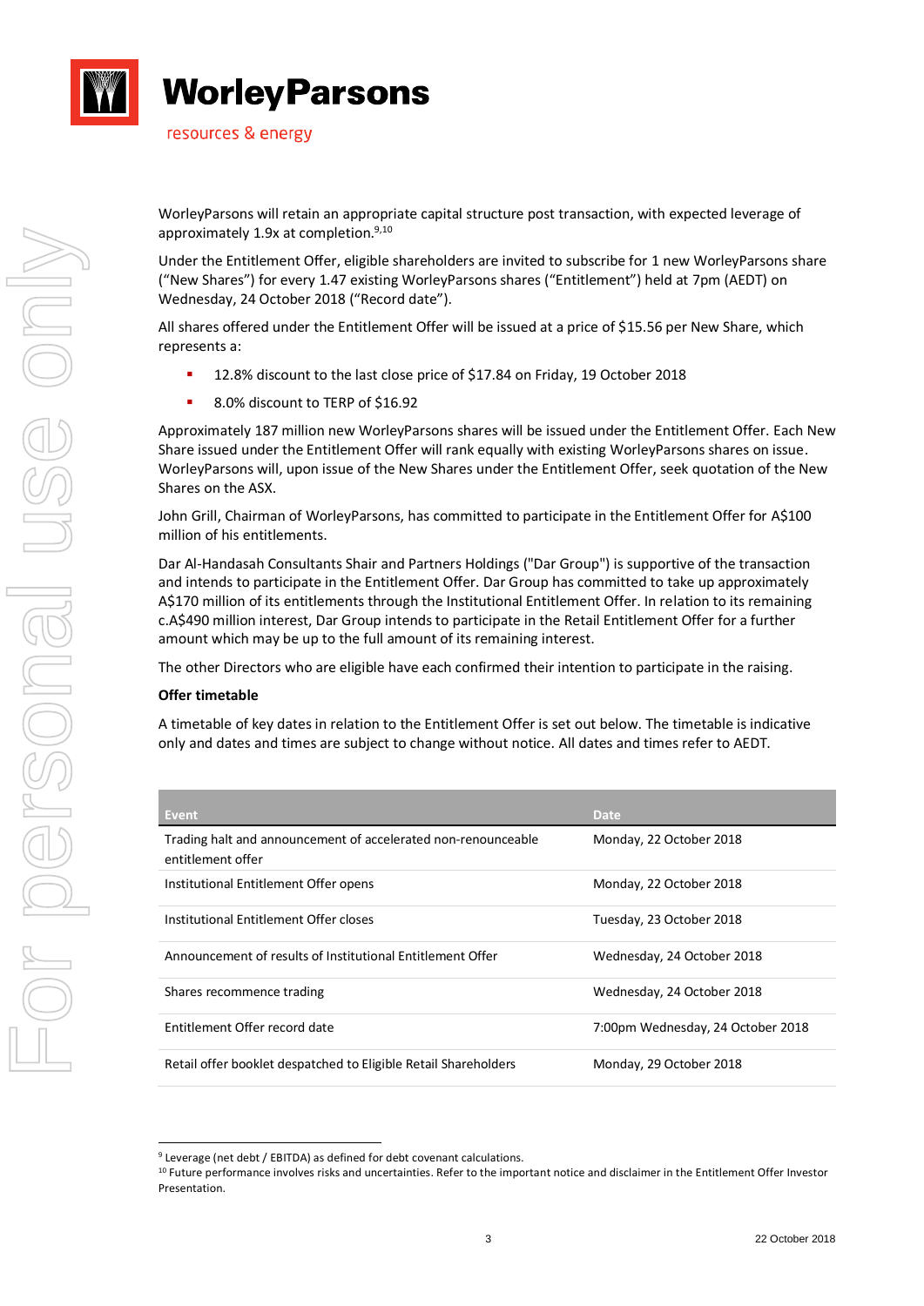WorleyParsons will retain an appropriate capital structure post transaction, with expected leverage of approximately 1.9x at completion.[9,10]

Under the Entitlement Offer, eligible shareholders are invited to subscribe for 1 new WorleyParsons share ("New Shares") for every 1.47 existing WorleyParsons shares ("Entitlement") held at 7pm (AEDT) on Wednesday, 24 October 2018 ("Record date").

All shares offered under the Entitlement Offer will be issued at a price of $15.56 per New Share, which represents a:

- 12.8% discount to the last close price of $17.84 on Friday, 19 October 2018
- 8.0% discount to TERP of $16.92

Approximately 187 million new WorleyParsons shares will be issued under the Entitlement Offer. Each New Share issued under the Entitlement Offer will rank equally with existing WorleyParsons shares on issue. WorleyParsons will, upon issue of the New Shares under the Entitlement Offer, seek quotation of the New Shares on the ASX.

John Grill, Chairman of WorleyParsons, has committed to participate in the Entitlement Offer for A$100 million of his entitlements.

Dar Al-Handasah Consultants Shair and Partners Holdings ("Dar Group") is supportive of the transaction and intends to participate in the Entitlement Offer. Dar Group has committed to take up approximately A$170 million of its entitlements through the Institutional Entitlement Offer. In relation to its remaining c.A$490 million interest, Dar Group intends to participate in the Retail Entitlement Offer for a further amount which may be up to the full amount of its remaining interest.

The other Directors who are eligible have each confirmed their intention to participate in the raising.

**Offer timetable**

A timetable of key dates in relation to the Entitlement Offer is set out below. The timetable is indicative only and dates and times are subject to change without notice. All dates and times refer to AEDT.

| Event | Date |
|---|---|
| Trading halt and announcement of accelerated non-renounceable entitlement offer | Monday, 22 October 2018 |
| Institutional Entitlement Offer opens | Monday, 22 October 2018 |
| Institutional Entitlement Offer closes | Tuesday, 23 October 2018 |
| Announcement of results of Institutional Entitlement Offer | Wednesday, 24 October 2018 |
| Shares recommence trading | Wednesday, 24 October 2018 |
| Entitlement Offer record date | 7:00pm Wednesday, 24 October 2018 |
| Retail offer booklet despatched to Eligible Retail Shareholders | Monday, 29 October 2018 |

[9] Leverage (net debt / EBITDA) as defined for debt covenant calculations.

[10] Future performance involves risks and uncertainties. Refer to the important notice and disclaimer in the Entitlement Offer Investor Presentation.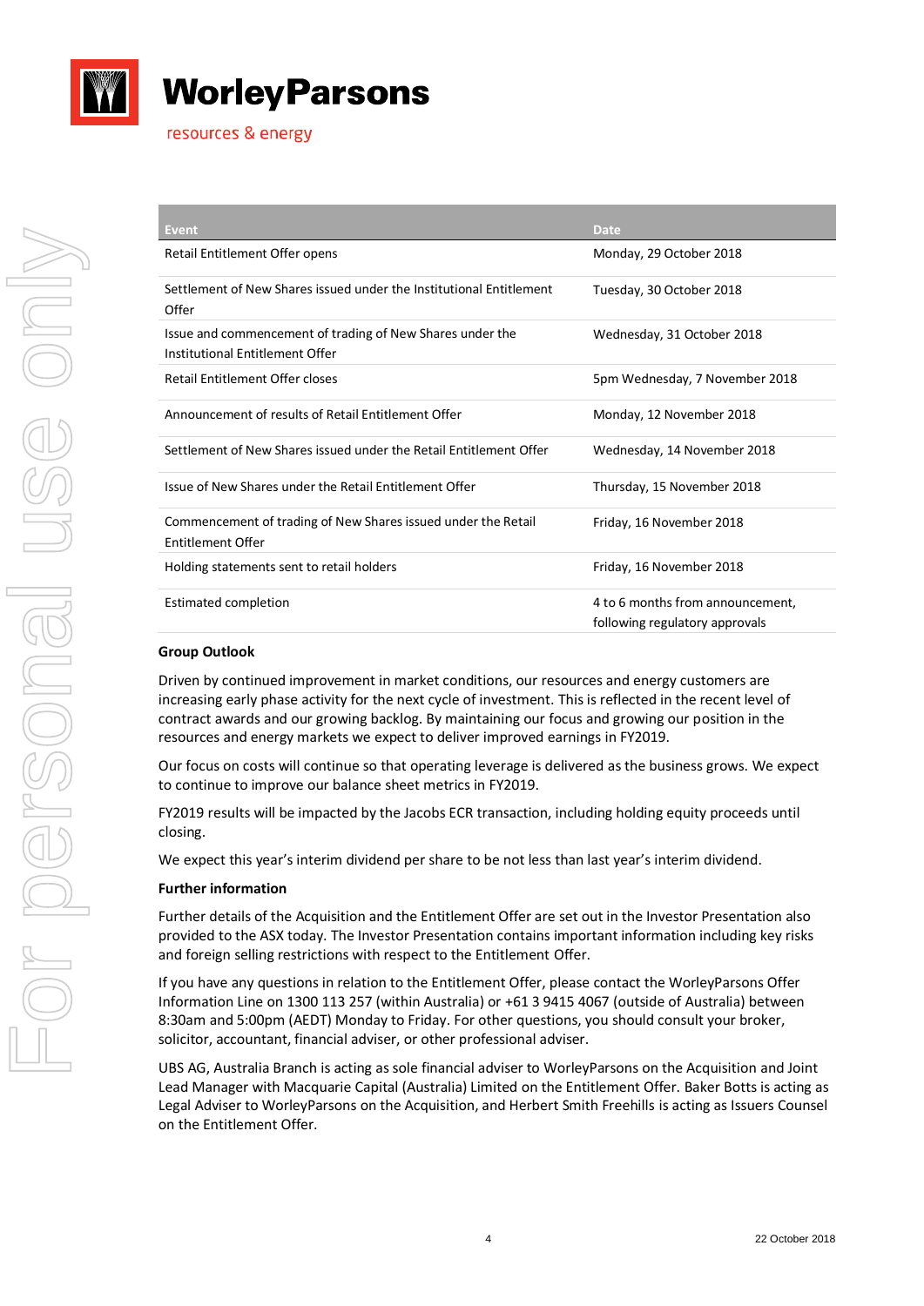| Event | Date |
| --- | --- |
| Retail Entitlement Offer opens | Monday, 29 October 2018 |
| Settlement of New Shares issued under the Institutional Entitlement Offer | Tuesday, 30 October 2018 |
| Issue and commencement of trading of New Shares under the Institutional Entitlement Offer | Wednesday, 31 October 2018 |
| Retail Entitlement Offer closes | 5pm Wednesday, 7 November 2018 |
| Announcement of results of Retail Entitlement Offer | Monday, 12 November 2018 |
| Settlement of New Shares issued under the Retail Entitlement Offer | Wednesday, 14 November 2018 |
| Issue of New Shares under the Retail Entitlement Offer | Thursday, 15 November 2018 |
| Commencement of trading of New Shares issued under the Retail Entitlement Offer | Friday, 16 November 2018 |
| Holding statements sent to retail holders | Friday, 16 November 2018 |
| Estimated completion | 4 to 6 months from announcement, following regulatory approvals |

**Group Outlook**

Driven by continued improvement in market conditions, our resources and energy customers are increasing early phase activity for the next cycle of investment. This is reflected in the recent level of contract awards and our growing backlog. By maintaining our focus and growing our position in the resources and energy markets we expect to deliver improved earnings in FY2019.

Our focus on costs will continue so that operating leverage is delivered as the business grows. We expect to continue to improve our balance sheet metrics in FY2019.

FY2019 results will be impacted by the Jacobs ECR transaction, including holding equity proceeds until closing.

We expect this year's interim dividend per share to be not less than last year's interim dividend.

**Further information**

Further details of the Acquisition and the Entitlement Offer are set out in the Investor Presentation also provided to the ASX today. The Investor Presentation contains important information including key risks and foreign selling restrictions with respect to the Entitlement Offer.

If you have any questions in relation to the Entitlement Offer, please contact the WorleyParsons Offer Information Line on 1300 113 257 (within Australia) or +61 3 9415 4067 (outside of Australia) between 8:30am and 5:00pm (AEDT) Monday to Friday. For other questions, you should consult your broker, solicitor, accountant, financial adviser, or other professional adviser.

UBS AG, Australia Branch is acting as sole financial adviser to WorleyParsons on the Acquisition and Joint Lead Manager with Macquarie Capital (Australia) Limited on the Entitlement Offer. Baker Botts is acting as Legal Adviser to WorleyParsons on the Acquisition, and Herbert Smith Freehills is acting as Issuers Counsel on the Entitlement Offer.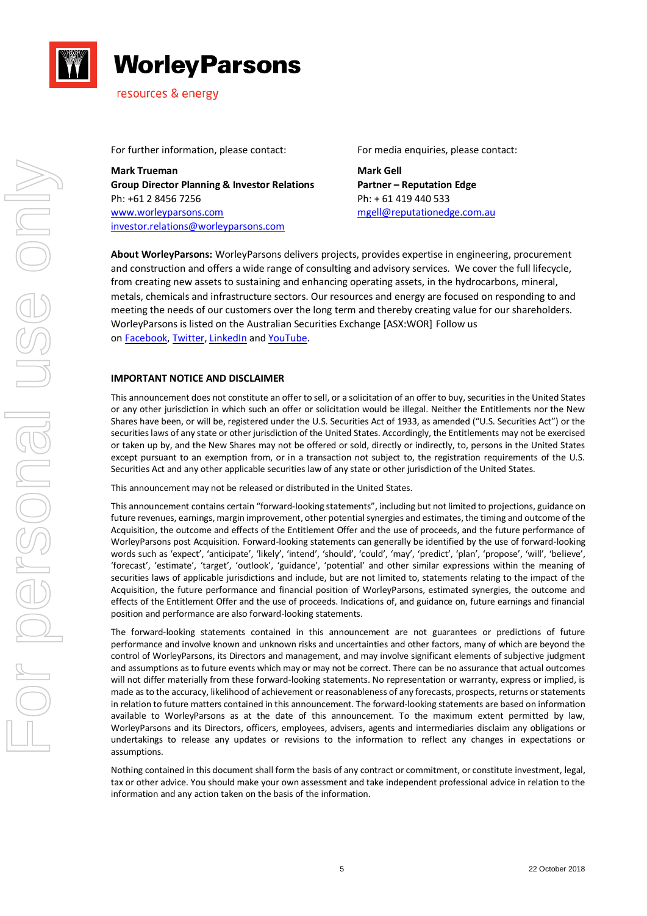For further information, please contact:

**Mark Trueman**
**Group Director Planning & Investor Relations**
Ph: +61 2 8456 7256
www.worleyparsons.com
investor.relations@worleyparsons.com

For media enquiries, please contact:

**Mark Gell**
**Partner – Reputation Edge**
Ph: + 61 419 440 533
mgell@reputationedge.com.au

**About WorleyParsons:** WorleyParsons delivers projects, provides expertise in engineering, procurement and construction and offers a wide range of consulting and advisory services. We cover the full lifecycle, from creating new assets to sustaining and enhancing operating assets, in the hydrocarbons, mineral, metals, chemicals and infrastructure sectors. Our resources and energy are focused on responding to and meeting the needs of our customers over the long term and thereby creating value for our shareholders. WorleyParsons is listed on the Australian Securities Exchange [ASX:WOR] Follow us on Facebook, Twitter, LinkedIn and YouTube.

**IMPORTANT NOTICE AND DISCLAIMER**

This announcement does not constitute an offer to sell, or a solicitation of an offer to buy, securities in the United States or any other jurisdiction in which such an offer or solicitation would be illegal. Neither the Entitlements nor the New Shares have been, or will be, registered under the U.S. Securities Act of 1933, as amended ("U.S. Securities Act") or the securities laws of any state or other jurisdiction of the United States. Accordingly, the Entitlements may not be exercised or taken up by, and the New Shares may not be offered or sold, directly or indirectly, to, persons in the United States except pursuant to an exemption from, or in a transaction not subject to, the registration requirements of the U.S. Securities Act and any other applicable securities law of any state or other jurisdiction of the United States.

This announcement may not be released or distributed in the United States.

This announcement contains certain "forward-looking statements", including but not limited to projections, guidance on future revenues, earnings, margin improvement, other potential synergies and estimates, the timing and outcome of the Acquisition, the outcome and effects of the Entitlement Offer and the use of proceeds, and the future performance of WorleyParsons post Acquisition. Forward-looking statements can generally be identified by the use of forward-looking words such as 'expect', 'anticipate', 'likely', 'intend', 'should', 'could', 'may', 'predict', 'plan', 'propose', 'will', 'believe', 'forecast', 'estimate', 'target', 'outlook', 'guidance', 'potential' and other similar expressions within the meaning of securities laws of applicable jurisdictions and include, but are not limited to, statements relating to the impact of the Acquisition, the future performance and financial position of WorleyParsons, estimated synergies, the outcome and effects of the Entitlement Offer and the use of proceeds. Indications of, and guidance on, future earnings and financial position and performance are also forward-looking statements.

The forward-looking statements contained in this announcement are not guarantees or predictions of future performance and involve known and unknown risks and uncertainties and other factors, many of which are beyond the control of WorleyParsons, its Directors and management, and may involve significant elements of subjective judgment and assumptions as to future events which may or may not be correct. There can be no assurance that actual outcomes will not differ materially from these forward-looking statements. No representation or warranty, express or implied, is made as to the accuracy, likelihood of achievement or reasonableness of any forecasts, prospects, returns or statements in relation to future matters contained in this announcement. The forward-looking statements are based on information available to WorleyParsons as at the date of this announcement. To the maximum extent permitted by law, WorleyParsons and its Directors, officers, employees, advisers, agents and intermediaries disclaim any obligations or undertakings to release any updates or revisions to the information to reflect any changes in expectations or assumptions.

Nothing contained in this document shall form the basis of any contract or commitment, or constitute investment, legal, tax or other advice. You should make your own assessment and take independent professional advice in relation to the information and any action taken on the basis of the information.